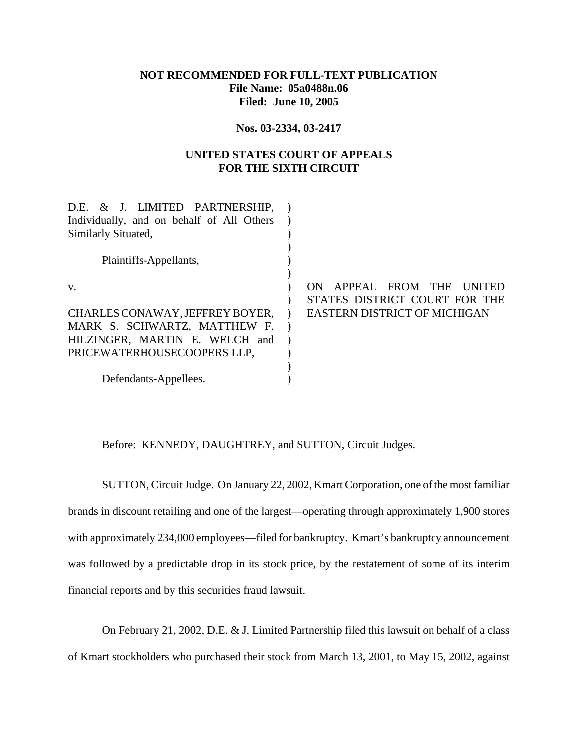**NOT RECOMMENDED FOR FULL-TEXT PUBLICATION**
**File Name: 05a0488n.06**
**Filed: June 10, 2005**

**Nos. 03-2334, 03-2417**

**UNITED STATES COURT OF APPEALS**
**FOR THE SIXTH CIRCUIT**

D.E. & J. LIMITED PARTNERSHIP, Individually, and on behalf of All Others Similarly Situated,

Plaintiffs-Appellants,

v.

CHARLES CONAWAY, JEFFREY BOYER, MARK S. SCHWARTZ, MATTHEW F. HILZINGER, MARTIN E. WELCH and PRICEWATERHOUSECOOPERS LLP,

Defendants-Appellees.

ON APPEAL FROM THE UNITED STATES DISTRICT COURT FOR THE EASTERN DISTRICT OF MICHIGAN

Before: KENNEDY, DAUGHTREY, and SUTTON, Circuit Judges.

SUTTON, Circuit Judge. On January 22, 2002, Kmart Corporation, one of the most familiar brands in discount retailing and one of the largest—operating through approximately 1,900 stores with approximately 234,000 employees—filed for bankruptcy. Kmart's bankruptcy announcement was followed by a predictable drop in its stock price, by the restatement of some of its interim financial reports and by this securities fraud lawsuit.

On February 21, 2002, D.E. & J. Limited Partnership filed this lawsuit on behalf of a class of Kmart stockholders who purchased their stock from March 13, 2001, to May 15, 2002, against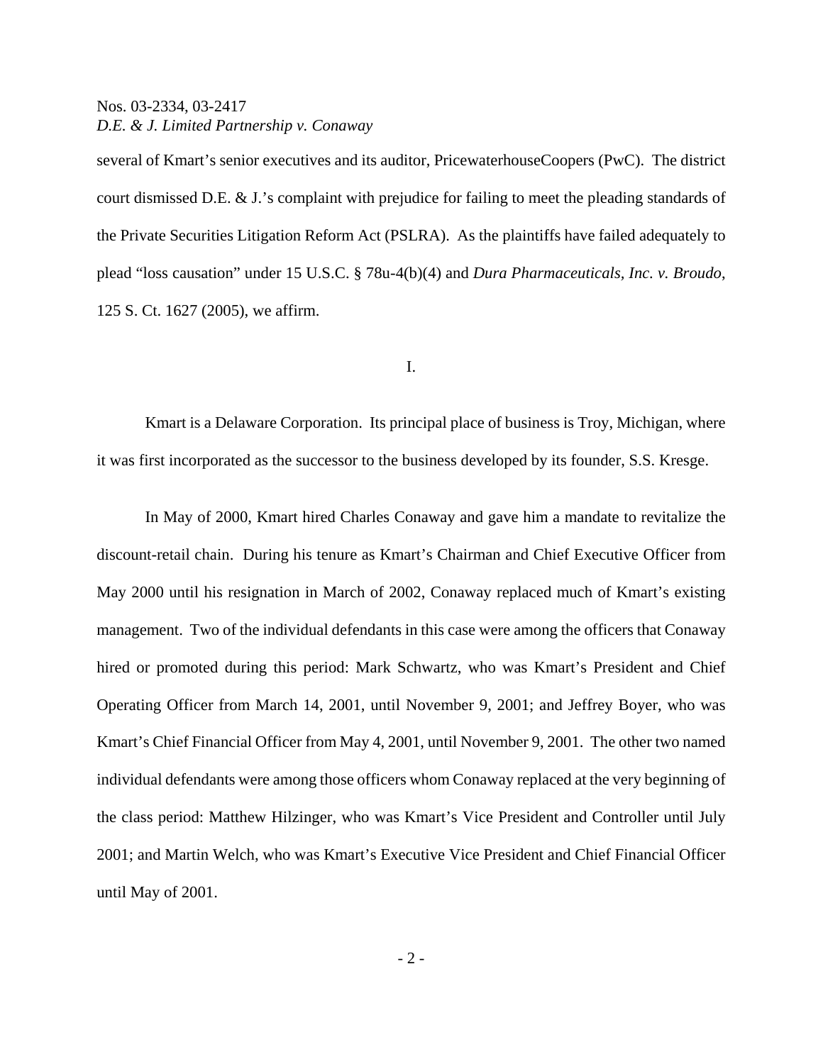several of Kmart's senior executives and its auditor, PricewaterhouseCoopers (PwC). The district court dismissed D.E. & J.'s complaint with prejudice for failing to meet the pleading standards of the Private Securities Litigation Reform Act (PSLRA). As the plaintiffs have failed adequately to plead "loss causation" under 15 U.S.C. § 78u-4(b)(4) and *Dura Pharmaceuticals, Inc. v. Broudo*, 125 S. Ct. 1627 (2005), we affirm.

## I.

Kmart is a Delaware Corporation. Its principal place of business is Troy, Michigan, where it was first incorporated as the successor to the business developed by its founder, S.S. Kresge.

In May of 2000, Kmart hired Charles Conaway and gave him a mandate to revitalize the discount-retail chain. During his tenure as Kmart's Chairman and Chief Executive Officer from May 2000 until his resignation in March of 2002, Conaway replaced much of Kmart's existing management. Two of the individual defendants in this case were among the officers that Conaway hired or promoted during this period: Mark Schwartz, who was Kmart's President and Chief Operating Officer from March 14, 2001, until November 9, 2001; and Jeffrey Boyer, who was Kmart's Chief Financial Officer from May 4, 2001, until November 9, 2001. The other two named individual defendants were among those officers whom Conaway replaced at the very beginning of the class period: Matthew Hilzinger, who was Kmart's Vice President and Controller until July 2001; and Martin Welch, who was Kmart's Executive Vice President and Chief Financial Officer until May of 2001.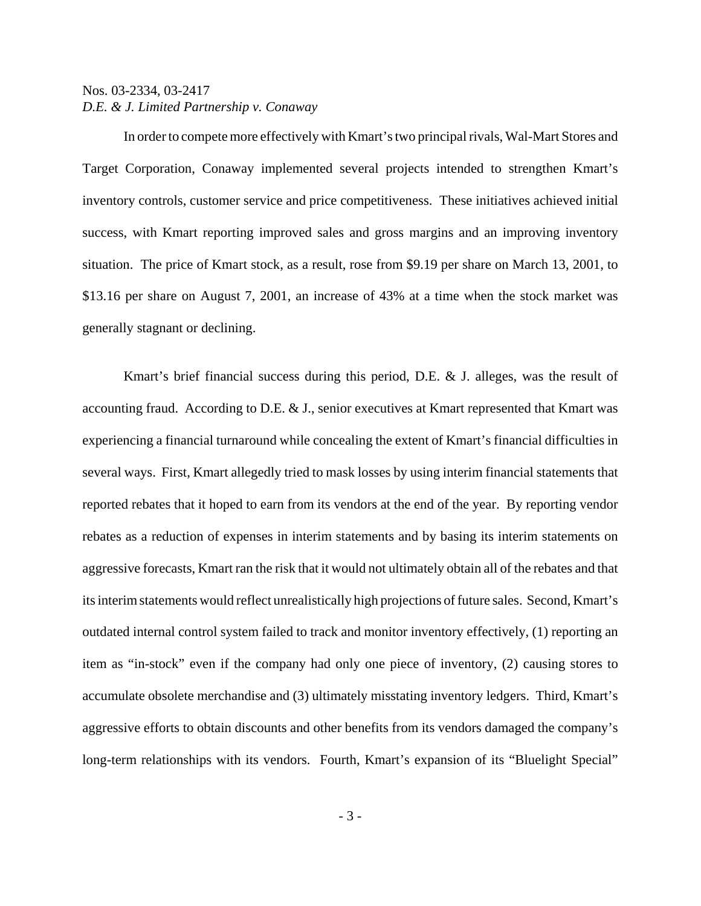In order to compete more effectively with Kmart's two principal rivals, Wal-Mart Stores and Target Corporation, Conaway implemented several projects intended to strengthen Kmart's inventory controls, customer service and price competitiveness. These initiatives achieved initial success, with Kmart reporting improved sales and gross margins and an improving inventory situation. The price of Kmart stock, as a result, rose from $9.19 per share on March 13, 2001, to $13.16 per share on August 7, 2001, an increase of 43% at a time when the stock market was generally stagnant or declining.

Kmart's brief financial success during this period, D.E. & J. alleges, was the result of accounting fraud. According to D.E. & J., senior executives at Kmart represented that Kmart was experiencing a financial turnaround while concealing the extent of Kmart's financial difficulties in several ways. First, Kmart allegedly tried to mask losses by using interim financial statements that reported rebates that it hoped to earn from its vendors at the end of the year. By reporting vendor rebates as a reduction of expenses in interim statements and by basing its interim statements on aggressive forecasts, Kmart ran the risk that it would not ultimately obtain all of the rebates and that its interim statements would reflect unrealistically high projections of future sales. Second, Kmart's outdated internal control system failed to track and monitor inventory effectively, (1) reporting an item as "in-stock" even if the company had only one piece of inventory, (2) causing stores to accumulate obsolete merchandise and (3) ultimately misstating inventory ledgers. Third, Kmart's aggressive efforts to obtain discounts and other benefits from its vendors damaged the company's long-term relationships with its vendors. Fourth, Kmart's expansion of its "Bluelight Special"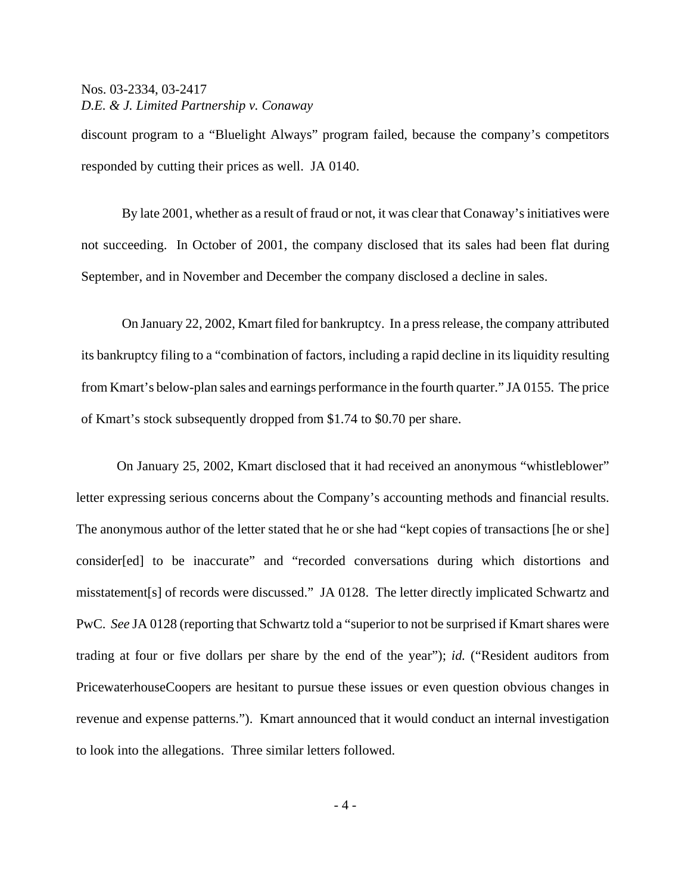discount program to a "Bluelight Always" program failed, because the company's competitors responded by cutting their prices as well. JA 0140.

By late 2001, whether as a result of fraud or not, it was clear that Conaway's initiatives were not succeeding. In October of 2001, the company disclosed that its sales had been flat during September, and in November and December the company disclosed a decline in sales.

On January 22, 2002, Kmart filed for bankruptcy. In a press release, the company attributed its bankruptcy filing to a "combination of factors, including a rapid decline in its liquidity resulting from Kmart's below-plan sales and earnings performance in the fourth quarter." JA 0155. The price of Kmart's stock subsequently dropped from $1.74 to $0.70 per share.

On January 25, 2002, Kmart disclosed that it had received an anonymous "whistleblower" letter expressing serious concerns about the Company's accounting methods and financial results. The anonymous author of the letter stated that he or she had "kept copies of transactions [he or she] consider[ed] to be inaccurate" and "recorded conversations during which distortions and misstatement[s] of records were discussed." JA 0128. The letter directly implicated Schwartz and PwC. *See* JA 0128 (reporting that Schwartz told a "superior to not be surprised if Kmart shares were trading at four or five dollars per share by the end of the year"); *id.* ("Resident auditors from PricewaterhouseCoopers are hesitant to pursue these issues or even question obvious changes in revenue and expense patterns."). Kmart announced that it would conduct an internal investigation to look into the allegations. Three similar letters followed.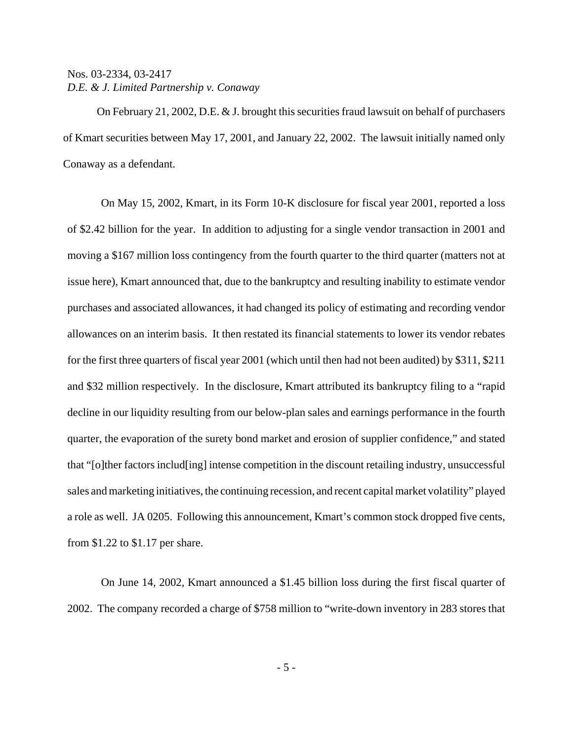On February 21, 2002, D.E. & J. brought this securities fraud lawsuit on behalf of purchasers of Kmart securities between May 17, 2001, and January 22, 2002. The lawsuit initially named only Conaway as a defendant.

On May 15, 2002, Kmart, in its Form 10-K disclosure for fiscal year 2001, reported a loss of $2.42 billion for the year. In addition to adjusting for a single vendor transaction in 2001 and moving a $167 million loss contingency from the fourth quarter to the third quarter (matters not at issue here), Kmart announced that, due to the bankruptcy and resulting inability to estimate vendor purchases and associated allowances, it had changed its policy of estimating and recording vendor allowances on an interim basis. It then restated its financial statements to lower its vendor rebates for the first three quarters of fiscal year 2001 (which until then had not been audited) by $311, $211 and $32 million respectively. In the disclosure, Kmart attributed its bankruptcy filing to a "rapid decline in our liquidity resulting from our below-plan sales and earnings performance in the fourth quarter, the evaporation of the surety bond market and erosion of supplier confidence," and stated that "[o]ther factors includ[ing] intense competition in the discount retailing industry, unsuccessful sales and marketing initiatives, the continuing recession, and recent capital market volatility" played a role as well. JA 0205. Following this announcement, Kmart's common stock dropped five cents, from $1.22 to $1.17 per share.

On June 14, 2002, Kmart announced a $1.45 billion loss during the first fiscal quarter of 2002. The company recorded a charge of $758 million to "write-down inventory in 283 stores that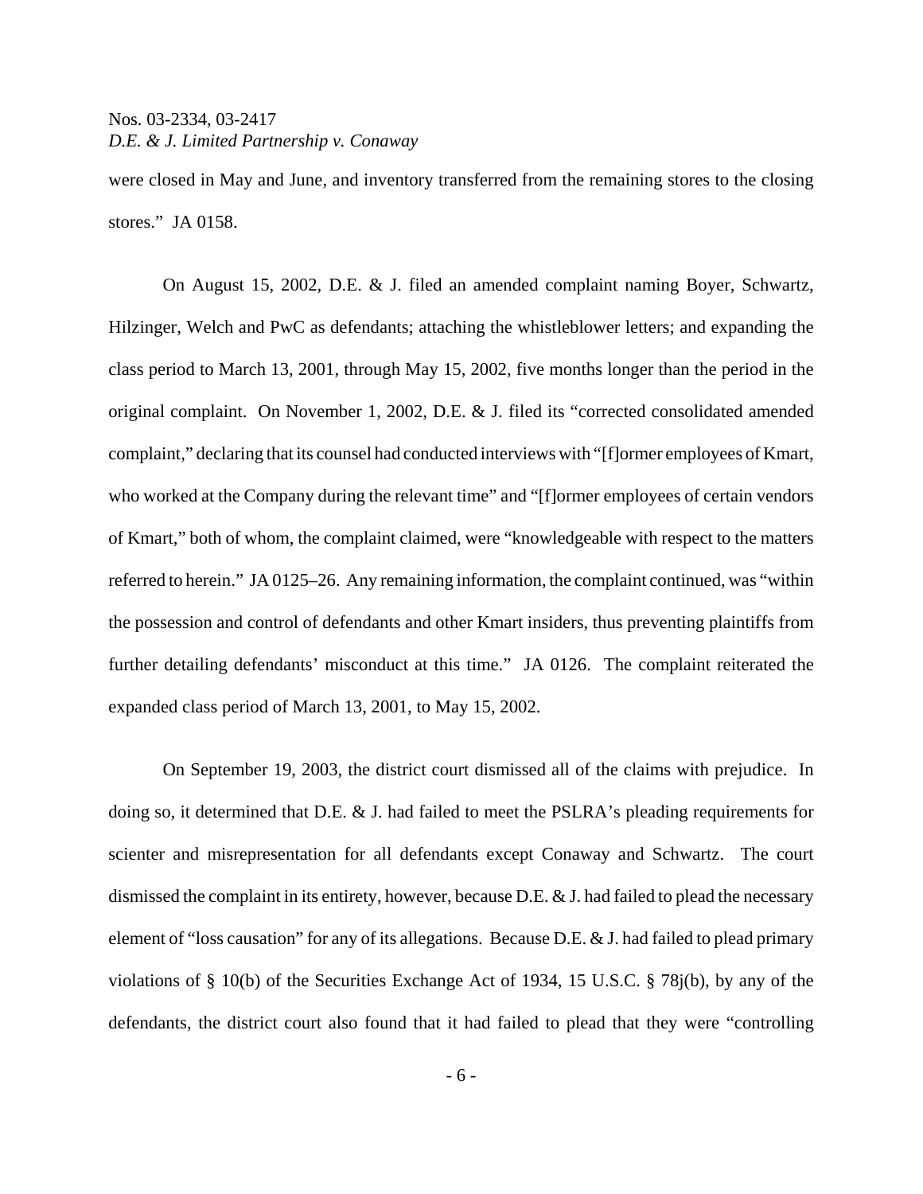were closed in May and June, and inventory transferred from the remaining stores to the closing stores." JA 0158.

On August 15, 2002, D.E. & J. filed an amended complaint naming Boyer, Schwartz, Hilzinger, Welch and PwC as defendants; attaching the whistleblower letters; and expanding the class period to March 13, 2001, through May 15, 2002, five months longer than the period in the original complaint. On November 1, 2002, D.E. & J. filed its "corrected consolidated amended complaint," declaring that its counsel had conducted interviews with "[f]ormer employees of Kmart, who worked at the Company during the relevant time" and "[f]ormer employees of certain vendors of Kmart," both of whom, the complaint claimed, were "knowledgeable with respect to the matters referred to herein." JA 0125–26. Any remaining information, the complaint continued, was "within the possession and control of defendants and other Kmart insiders, thus preventing plaintiffs from further detailing defendants' misconduct at this time." JA 0126. The complaint reiterated the expanded class period of March 13, 2001, to May 15, 2002.

On September 19, 2003, the district court dismissed all of the claims with prejudice. In doing so, it determined that D.E. & J. had failed to meet the PSLRA's pleading requirements for scienter and misrepresentation for all defendants except Conaway and Schwartz. The court dismissed the complaint in its entirety, however, because D.E. & J. had failed to plead the necessary element of "loss causation" for any of its allegations. Because D.E. & J. had failed to plead primary violations of § 10(b) of the Securities Exchange Act of 1934, 15 U.S.C. § 78j(b), by any of the defendants, the district court also found that it had failed to plead that they were "controlling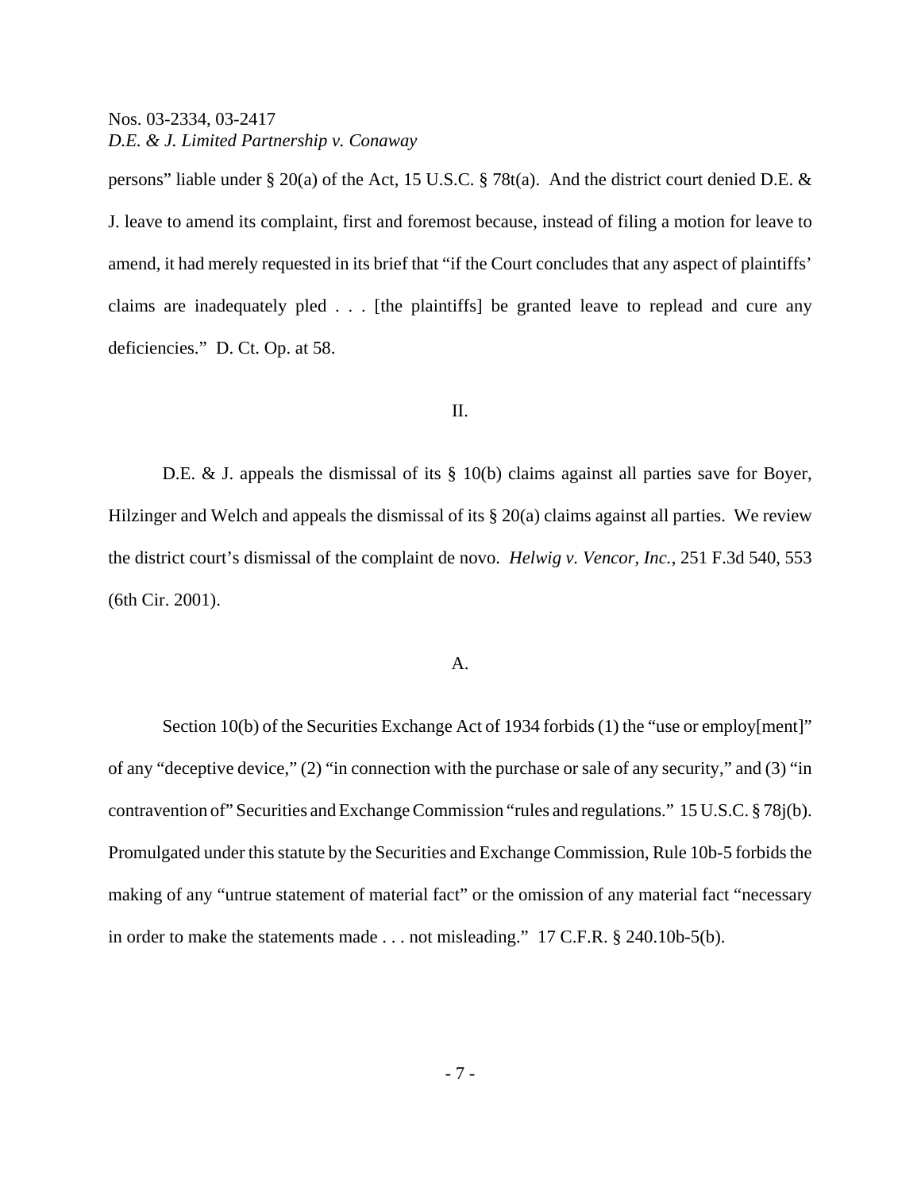persons" liable under § 20(a) of the Act, 15 U.S.C. § 78t(a). And the district court denied D.E. & J. leave to amend its complaint, first and foremost because, instead of filing a motion for leave to amend, it had merely requested in its brief that "if the Court concludes that any aspect of plaintiffs' claims are inadequately pled . . . [the plaintiffs] be granted leave to replead and cure any deficiencies." D. Ct. Op. at 58.

## II.

D.E. & J. appeals the dismissal of its § 10(b) claims against all parties save for Boyer, Hilzinger and Welch and appeals the dismissal of its § 20(a) claims against all parties. We review the district court's dismissal of the complaint de novo. *Helwig v. Vencor, Inc.*, 251 F.3d 540, 553 (6th Cir. 2001).

### A.

Section 10(b) of the Securities Exchange Act of 1934 forbids (1) the "use or employ[ment]" of any "deceptive device," (2) "in connection with the purchase or sale of any security," and (3) "in contravention of" Securities and Exchange Commission "rules and regulations." 15 U.S.C. § 78j(b). Promulgated under this statute by the Securities and Exchange Commission, Rule 10b-5 forbids the making of any "untrue statement of material fact" or the omission of any material fact "necessary in order to make the statements made . . . not misleading." 17 C.F.R. § 240.10b-5(b).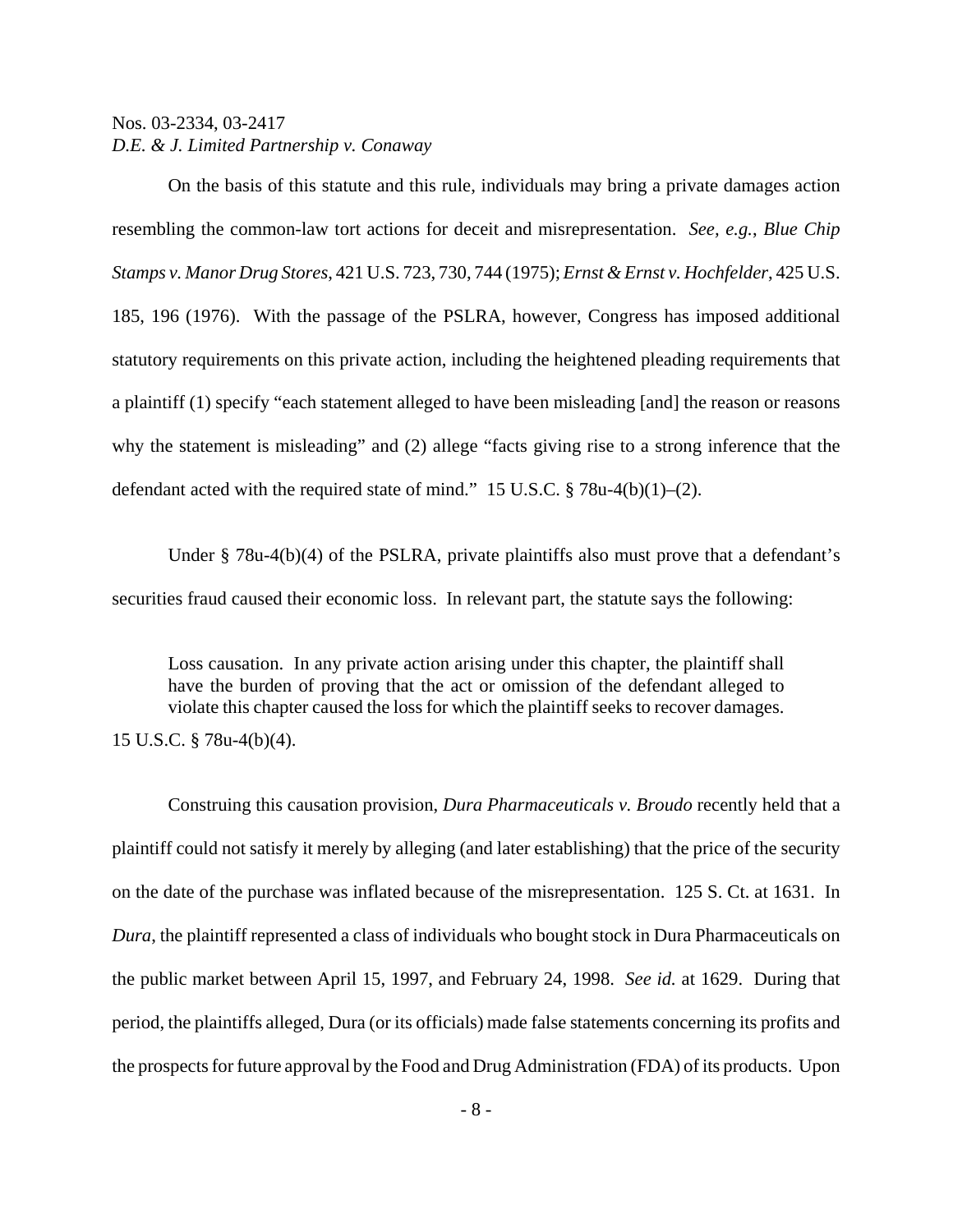On the basis of this statute and this rule, individuals may bring a private damages action resembling the common-law tort actions for deceit and misrepresentation. *See, e.g.*, *Blue Chip Stamps v. Manor Drug Stores*, 421 U.S. 723, 730, 744 (1975); *Ernst & Ernst v. Hochfelder*, 425 U.S. 185, 196 (1976). With the passage of the PSLRA, however, Congress has imposed additional statutory requirements on this private action, including the heightened pleading requirements that a plaintiff (1) specify "each statement alleged to have been misleading [and] the reason or reasons why the statement is misleading" and (2) allege "facts giving rise to a strong inference that the defendant acted with the required state of mind." 15 U.S.C. § 78u-4(b)(1)–(2).

Under § 78u-4(b)(4) of the PSLRA, private plaintiffs also must prove that a defendant's securities fraud caused their economic loss. In relevant part, the statute says the following:

> Loss causation. In any private action arising under this chapter, the plaintiff shall have the burden of proving that the act or omission of the defendant alleged to violate this chapter caused the loss for which the plaintiff seeks to recover damages.

15 U.S.C. § 78u-4(b)(4).

Construing this causation provision, *Dura Pharmaceuticals v. Broudo* recently held that a plaintiff could not satisfy it merely by alleging (and later establishing) that the price of the security on the date of the purchase was inflated because of the misrepresentation. 125 S. Ct. at 1631. In *Dura*, the plaintiff represented a class of individuals who bought stock in Dura Pharmaceuticals on the public market between April 15, 1997, and February 24, 1998. *See id.* at 1629. During that period, the plaintiffs alleged, Dura (or its officials) made false statements concerning its profits and the prospects for future approval by the Food and Drug Administration (FDA) of its products. Upon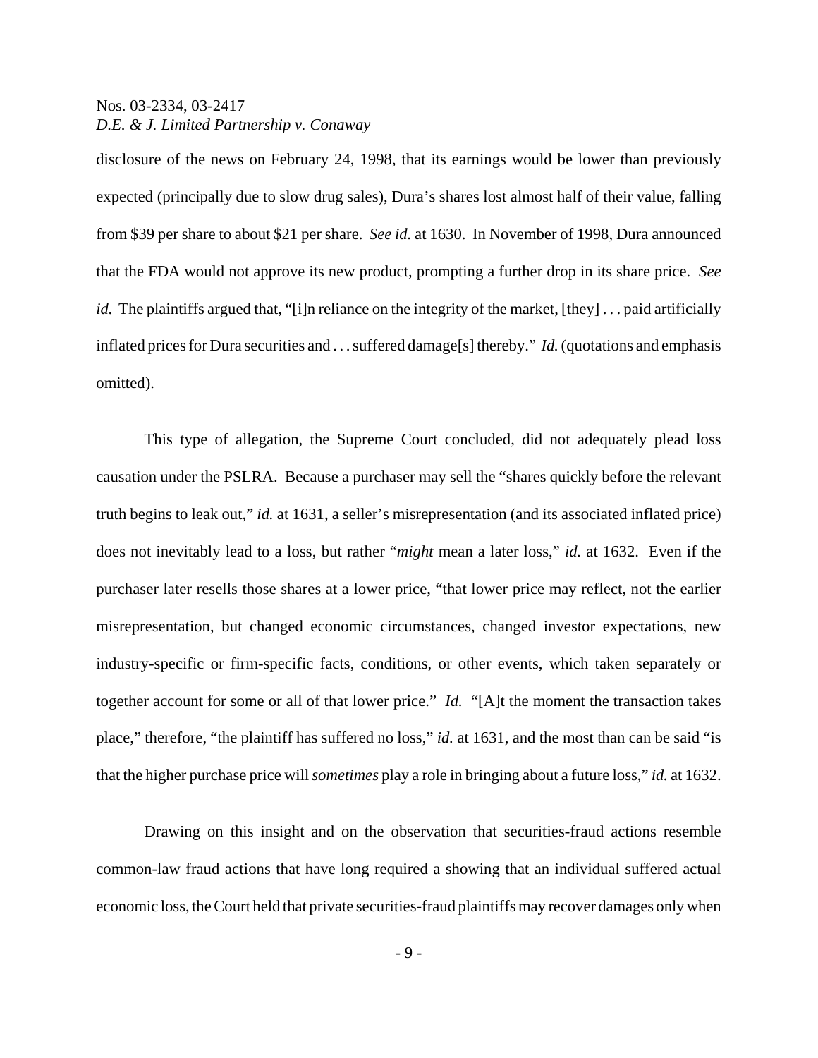disclosure of the news on February 24, 1998, that its earnings would be lower than previously expected (principally due to slow drug sales), Dura's shares lost almost half of their value, falling from $39 per share to about $21 per share. *See id.* at 1630. In November of 1998, Dura announced that the FDA would not approve its new product, prompting a further drop in its share price. *See id.* The plaintiffs argued that, "[i]n reliance on the integrity of the market, [they] . . . paid artificially inflated prices for Dura securities and . . . suffered damage[s] thereby." *Id.* (quotations and emphasis omitted).

This type of allegation, the Supreme Court concluded, did not adequately plead loss causation under the PSLRA. Because a purchaser may sell the "shares quickly before the relevant truth begins to leak out," *id.* at 1631, a seller's misrepresentation (and its associated inflated price) does not inevitably lead to a loss, but rather "*might* mean a later loss," *id.* at 1632. Even if the purchaser later resells those shares at a lower price, "that lower price may reflect, not the earlier misrepresentation, but changed economic circumstances, changed investor expectations, new industry-specific or firm-specific facts, conditions, or other events, which taken separately or together account for some or all of that lower price." *Id.* "[A]t the moment the transaction takes place," therefore, "the plaintiff has suffered no loss," *id.* at 1631, and the most than can be said "is that the higher purchase price will *sometimes* play a role in bringing about a future loss," *id.* at 1632.

Drawing on this insight and on the observation that securities-fraud actions resemble common-law fraud actions that have long required a showing that an individual suffered actual economic loss, the Court held that private securities-fraud plaintiffs may recover damages only when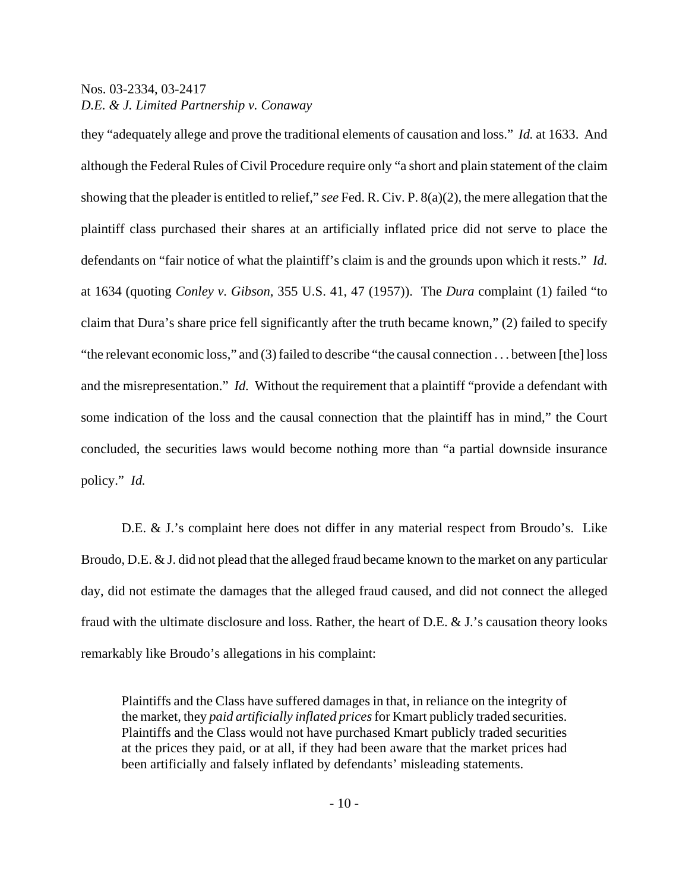they "adequately allege and prove the traditional elements of causation and loss." *Id.* at 1633. And although the Federal Rules of Civil Procedure require only "a short and plain statement of the claim showing that the pleader is entitled to relief," *see* Fed. R. Civ. P. 8(a)(2), the mere allegation that the plaintiff class purchased their shares at an artificially inflated price did not serve to place the defendants on "fair notice of what the plaintiff's claim is and the grounds upon which it rests." *Id.* at 1634 (quoting *Conley v. Gibson*, 355 U.S. 41, 47 (1957)). The *Dura* complaint (1) failed "to claim that Dura's share price fell significantly after the truth became known," (2) failed to specify "the relevant economic loss," and (3) failed to describe "the causal connection . . . between [the] loss and the misrepresentation." *Id.* Without the requirement that a plaintiff "provide a defendant with some indication of the loss and the causal connection that the plaintiff has in mind," the Court concluded, the securities laws would become nothing more than "a partial downside insurance policy." *Id.*

D.E. & J.'s complaint here does not differ in any material respect from Broudo's. Like Broudo, D.E. & J. did not plead that the alleged fraud became known to the market on any particular day, did not estimate the damages that the alleged fraud caused, and did not connect the alleged fraud with the ultimate disclosure and loss. Rather, the heart of D.E. & J.'s causation theory looks remarkably like Broudo's allegations in his complaint:

> Plaintiffs and the Class have suffered damages in that, in reliance on the integrity of the market, they *paid artificially inflated prices* for Kmart publicly traded securities. Plaintiffs and the Class would not have purchased Kmart publicly traded securities at the prices they paid, or at all, if they had been aware that the market prices had been artificially and falsely inflated by defendants' misleading statements.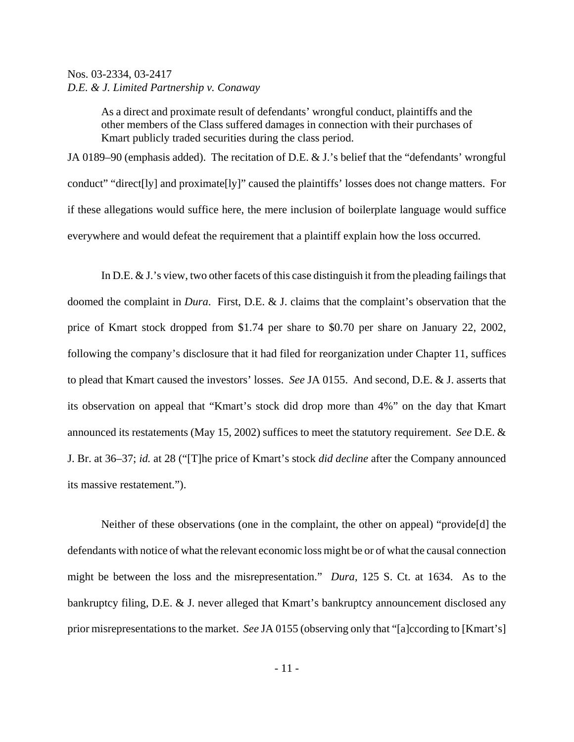> As a direct and proximate result of defendants' wrongful conduct, plaintiffs and the other members of the Class suffered damages in connection with their purchases of Kmart publicly traded securities during the class period.

JA 0189–90 (emphasis added). The recitation of D.E. & J.'s belief that the "defendants' wrongful conduct" "direct[ly] and proximate[ly]" caused the plaintiffs' losses does not change matters. For if these allegations would suffice here, the mere inclusion of boilerplate language would suffice everywhere and would defeat the requirement that a plaintiff explain how the loss occurred.

In D.E. & J.'s view, two other facets of this case distinguish it from the pleading failings that doomed the complaint in *Dura*. First, D.E. & J. claims that the complaint's observation that the price of Kmart stock dropped from $1.74 per share to $0.70 per share on January 22, 2002, following the company's disclosure that it had filed for reorganization under Chapter 11, suffices to plead that Kmart caused the investors' losses. *See* JA 0155. And second, D.E. & J. asserts that its observation on appeal that "Kmart's stock did drop more than 4%" on the day that Kmart announced its restatements (May 15, 2002) suffices to meet the statutory requirement. *See* D.E. & J. Br. at 36–37; *id.* at 28 ("[T]he price of Kmart's stock *did decline* after the Company announced its massive restatement.").

Neither of these observations (one in the complaint, the other on appeal) "provide[d] the defendants with notice of what the relevant economic loss might be or of what the causal connection might be between the loss and the misrepresentation." *Dura*, 125 S. Ct. at 1634. As to the bankruptcy filing, D.E. & J. never alleged that Kmart's bankruptcy announcement disclosed any prior misrepresentations to the market. *See* JA 0155 (observing only that "[a]ccording to [Kmart's]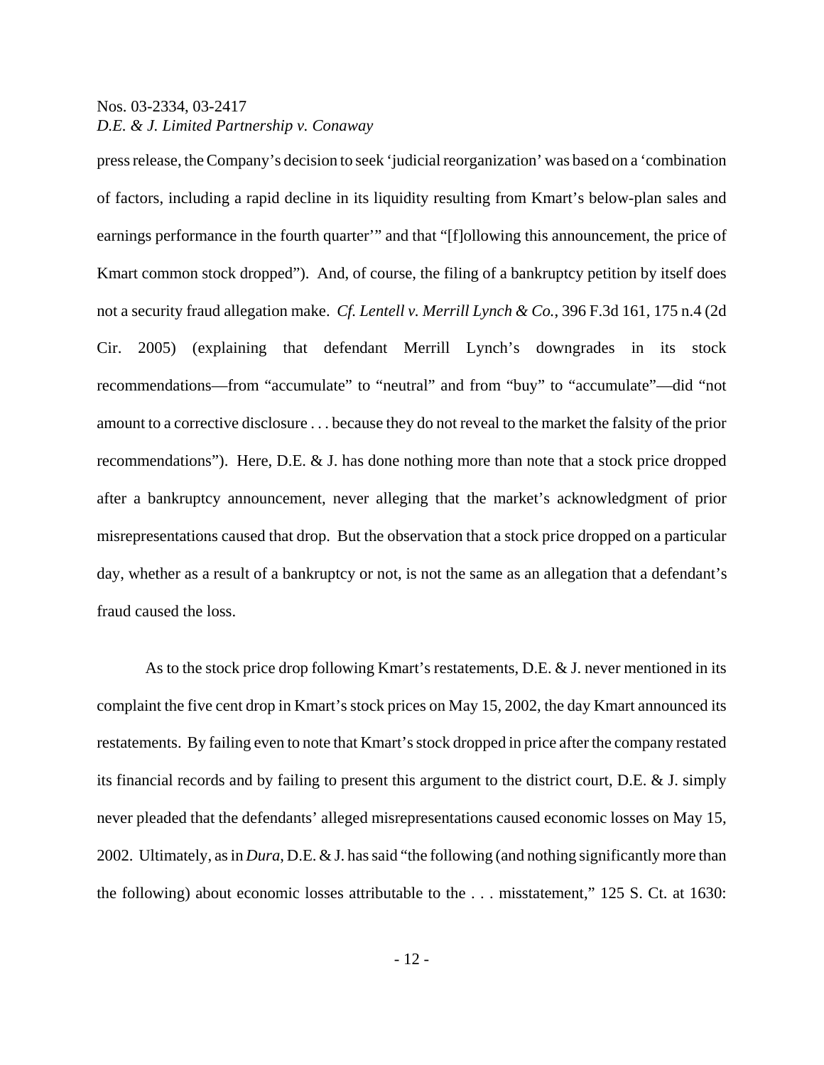press release, the Company's decision to seek 'judicial reorganization' was based on a 'combination of factors, including a rapid decline in its liquidity resulting from Kmart's below-plan sales and earnings performance in the fourth quarter'" and that "[f]ollowing this announcement, the price of Kmart common stock dropped"). And, of course, the filing of a bankruptcy petition by itself does not a security fraud allegation make. *Cf. Lentell v. Merrill Lynch & Co.*, 396 F.3d 161, 175 n.4 (2d Cir. 2005) (explaining that defendant Merrill Lynch's downgrades in its stock recommendations—from "accumulate" to "neutral" and from "buy" to "accumulate"—did "not amount to a corrective disclosure . . . because they do not reveal to the market the falsity of the prior recommendations"). Here, D.E. & J. has done nothing more than note that a stock price dropped after a bankruptcy announcement, never alleging that the market's acknowledgment of prior misrepresentations caused that drop. But the observation that a stock price dropped on a particular day, whether as a result of a bankruptcy or not, is not the same as an allegation that a defendant's fraud caused the loss.

As to the stock price drop following Kmart's restatements, D.E. & J. never mentioned in its complaint the five cent drop in Kmart's stock prices on May 15, 2002, the day Kmart announced its restatements. By failing even to note that Kmart's stock dropped in price after the company restated its financial records and by failing to present this argument to the district court, D.E. & J. simply never pleaded that the defendants' alleged misrepresentations caused economic losses on May 15, 2002. Ultimately, as in *Dura*, D.E. & J. has said "the following (and nothing significantly more than the following) about economic losses attributable to the . . . misstatement," 125 S. Ct. at 1630: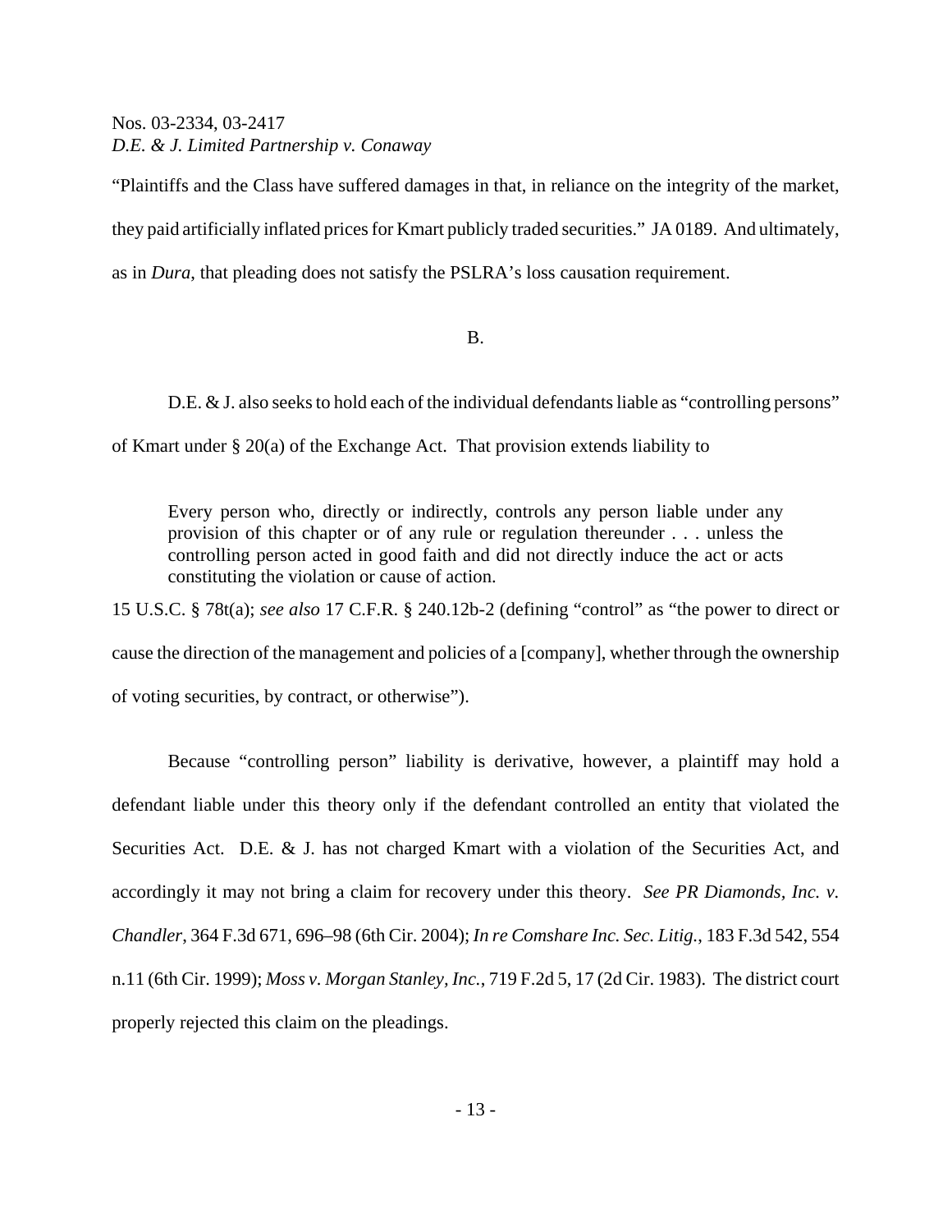"Plaintiffs and the Class have suffered damages in that, in reliance on the integrity of the market, they paid artificially inflated prices for Kmart publicly traded securities." JA 0189. And ultimately, as in *Dura*, that pleading does not satisfy the PSLRA's loss causation requirement.

B.

D.E. & J. also seeks to hold each of the individual defendants liable as "controlling persons" of Kmart under § 20(a) of the Exchange Act. That provision extends liability to

> Every person who, directly or indirectly, controls any person liable under any provision of this chapter or of any rule or regulation thereunder . . . unless the controlling person acted in good faith and did not directly induce the act or acts constituting the violation or cause of action.

15 U.S.C. § 78t(a); *see also* 17 C.F.R. § 240.12b-2 (defining "control" as "the power to direct or cause the direction of the management and policies of a [company], whether through the ownership of voting securities, by contract, or otherwise").

Because "controlling person" liability is derivative, however, a plaintiff may hold a defendant liable under this theory only if the defendant controlled an entity that violated the Securities Act. D.E. & J. has not charged Kmart with a violation of the Securities Act, and accordingly it may not bring a claim for recovery under this theory. *See PR Diamonds, Inc. v. Chandler*, 364 F.3d 671, 696–98 (6th Cir. 2004); *In re Comshare Inc. Sec. Litig.*, 183 F.3d 542, 554 n.11 (6th Cir. 1999); *Moss v. Morgan Stanley, Inc.*, 719 F.2d 5, 17 (2d Cir. 1983). The district court properly rejected this claim on the pleadings.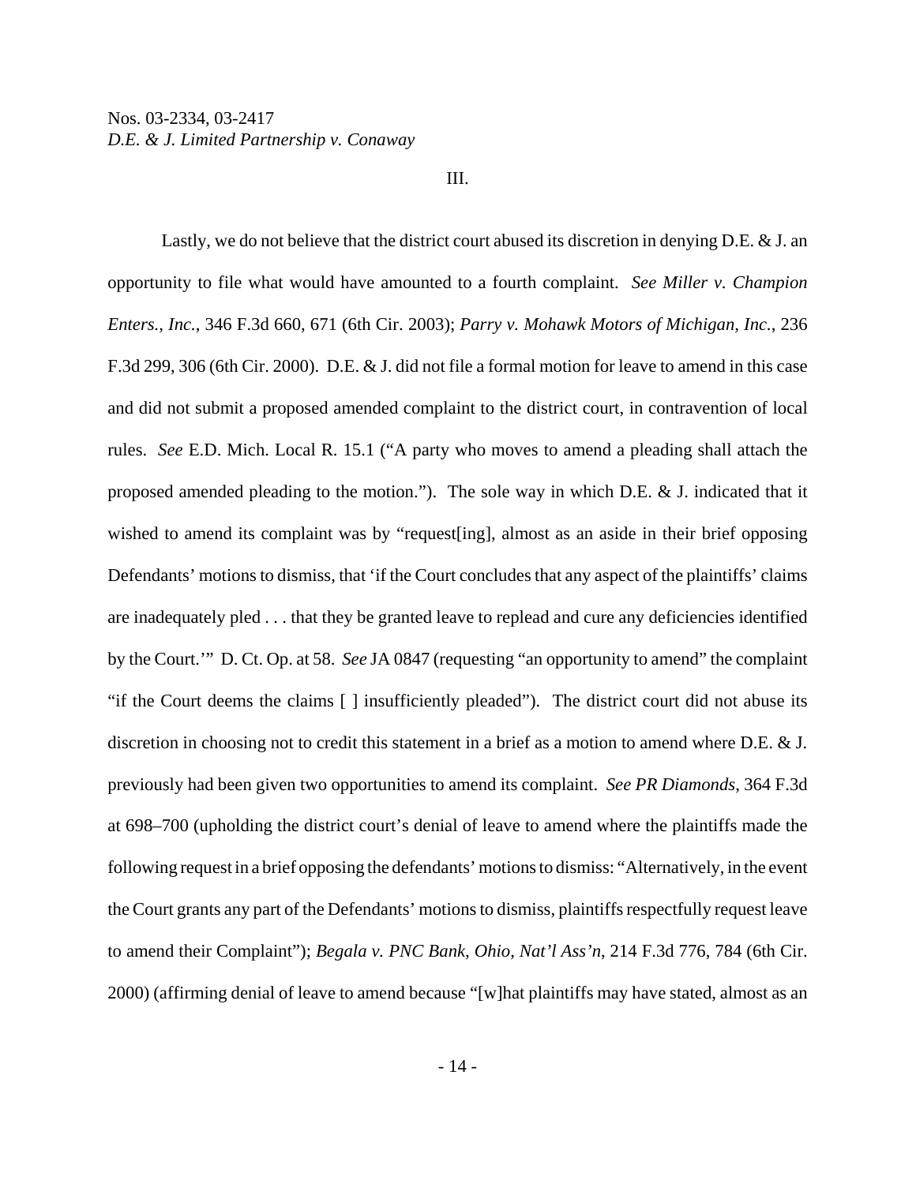III.

Lastly, we do not believe that the district court abused its discretion in denying D.E. & J. an opportunity to file what would have amounted to a fourth complaint. *See Miller v. Champion Enters., Inc.*, 346 F.3d 660, 671 (6th Cir. 2003); *Parry v. Mohawk Motors of Michigan, Inc.*, 236 F.3d 299, 306 (6th Cir. 2000). D.E. & J. did not file a formal motion for leave to amend in this case and did not submit a proposed amended complaint to the district court, in contravention of local rules. *See* E.D. Mich. Local R. 15.1 ("A party who moves to amend a pleading shall attach the proposed amended pleading to the motion."). The sole way in which D.E. & J. indicated that it wished to amend its complaint was by "request[ing], almost as an aside in their brief opposing Defendants' motions to dismiss, that 'if the Court concludes that any aspect of the plaintiffs' claims are inadequately pled . . . that they be granted leave to replead and cure any deficiencies identified by the Court.'" D. Ct. Op. at 58. *See* JA 0847 (requesting "an opportunity to amend" the complaint "if the Court deems the claims [ ] insufficiently pleaded"). The district court did not abuse its discretion in choosing not to credit this statement in a brief as a motion to amend where D.E. & J. previously had been given two opportunities to amend its complaint. *See PR Diamonds*, 364 F.3d at 698–700 (upholding the district court's denial of leave to amend where the plaintiffs made the following request in a brief opposing the defendants' motions to dismiss: "Alternatively, in the event the Court grants any part of the Defendants' motions to dismiss, plaintiffs respectfully request leave to amend their Complaint"); *Begala v. PNC Bank, Ohio, Nat'l Ass'n*, 214 F.3d 776, 784 (6th Cir. 2000) (affirming denial of leave to amend because "[w]hat plaintiffs may have stated, almost as an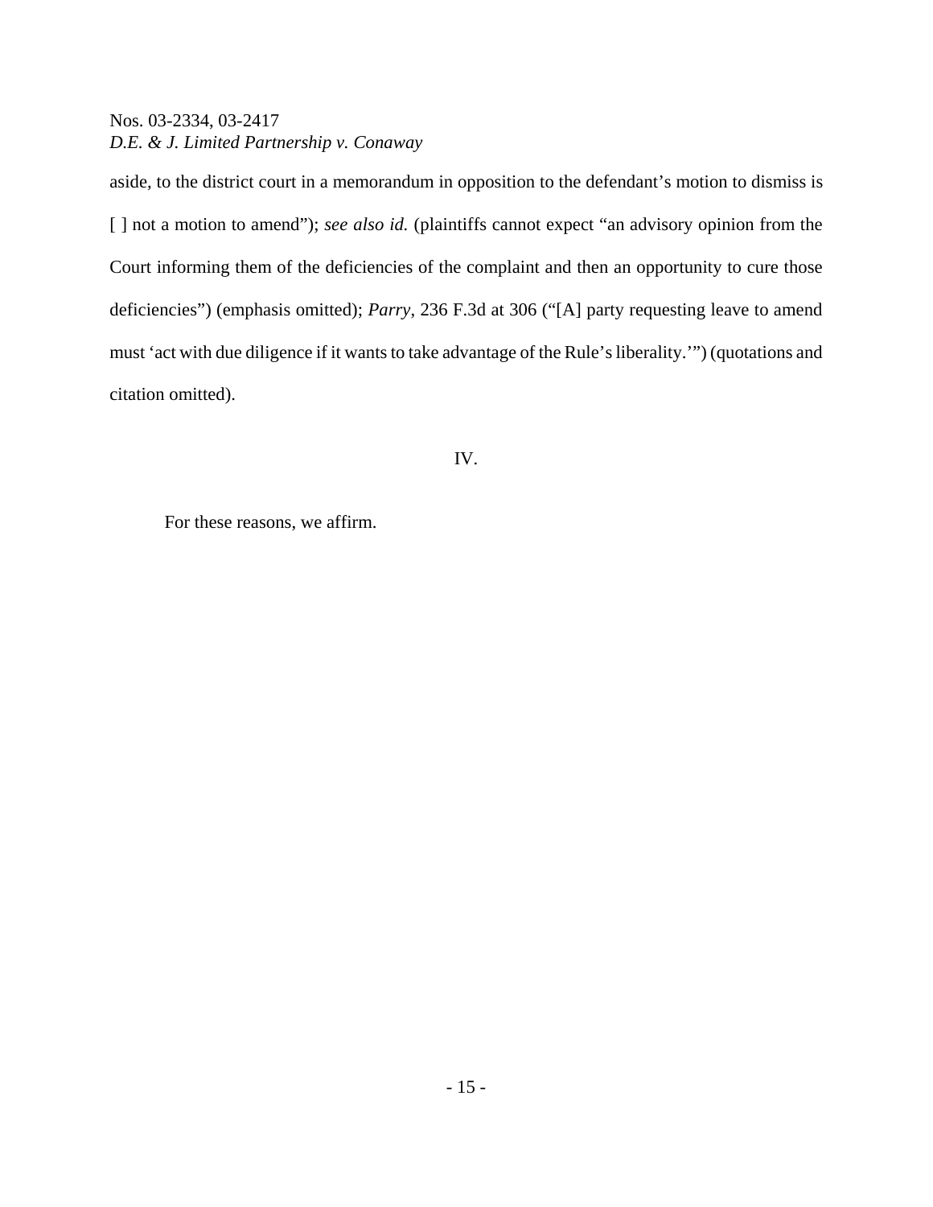aside, to the district court in a memorandum in opposition to the defendant's motion to dismiss is [ ] not a motion to amend"); *see also id.* (plaintiffs cannot expect "an advisory opinion from the Court informing them of the deficiencies of the complaint and then an opportunity to cure those deficiencies") (emphasis omitted); *Parry*, 236 F.3d at 306 ("[A] party requesting leave to amend must 'act with due diligence if it wants to take advantage of the Rule's liberality.'") (quotations and citation omitted).

IV.

For these reasons, we affirm.